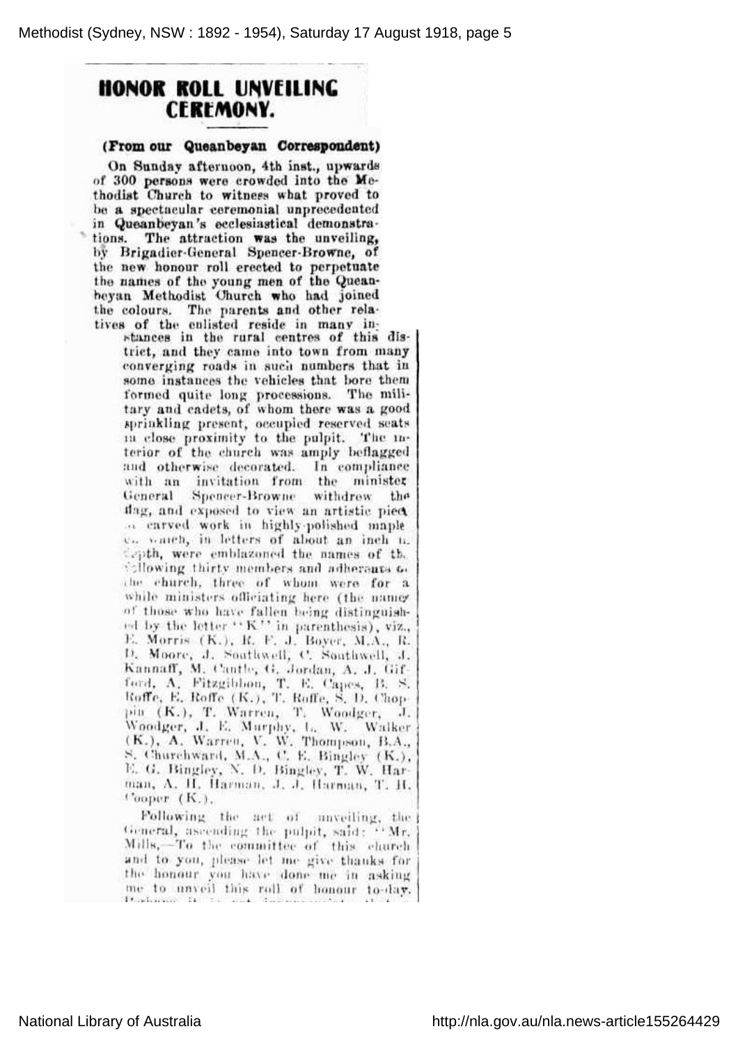# HONOR ROLL UNVEILING CEREMONY.

**(From our Queanbeyan Correspondent)**

On Sunday afternoon, 4th inst., upwards of 300 persons were crowded into the Methodist Church to witness what proved to be a spectacular ceremonial unprecedented in Queanbeyan's ecclesiastical demonstrations. The attraction was the unveiling, by Brigadier-General Spencer-Browne, of the new honour roll erected to perpetuate the names of the young men of the Queanbeyan Methodist Church who had joined the colours. The parents and other relatives of the enlisted reside in many instances in the rural centres of this district, and they came into town from many converging roads in such numbers that in some instances the vehicles that bore them formed quite long processions. The military and cadets, of whom there was a good sprinkling present, occupied reserved seats in close proximity to the pulpit. The interior of the church was amply beflagged and otherwise decorated. In compliance with an invitation from the minister General Spencer-Browne withdrew the flag, and exposed to view an artistic piece of carved work in highly-polished maple on which, in letters of about an inch in depth, were emblazoned the names of the following thirty members and adherents of the church, three of whom were for a while ministers officiating here (the names of those who have fallen being distinguished by the letter "K" in parenthesis), viz., E. Morris (K.), R. F. J. Boyer, M.A., R. D. Moore, J. Southwell, C. Southwell, J. Kannaff, M. Cantle, G. Jordan, A. J. Gifford, A. Fitzgibbon, T. E. Capes, B. S. Roffe, E. Roffe (K.), T. Roffe, S. D. Choppin (K.), T. Warren, T. Woodger, J. Woodger, J. E. Murphy, L. W. Walker (K.), A. Warren, V. W. Thompson, B.A., S. Churchward, M.A., C. E. Bingley (K.), E. G. Bingley, N. D. Bingley, T. W. Harman, A. H. Harman, J. J. Harman, T. H. Cooper (K.).

Following the act of unveiling, the General, ascending the pulpit, said: "Mr. Mills,—To the committee of this church and to you, please let me give thanks for the honour you have done me in asking me to unveil this roll of honour to-day.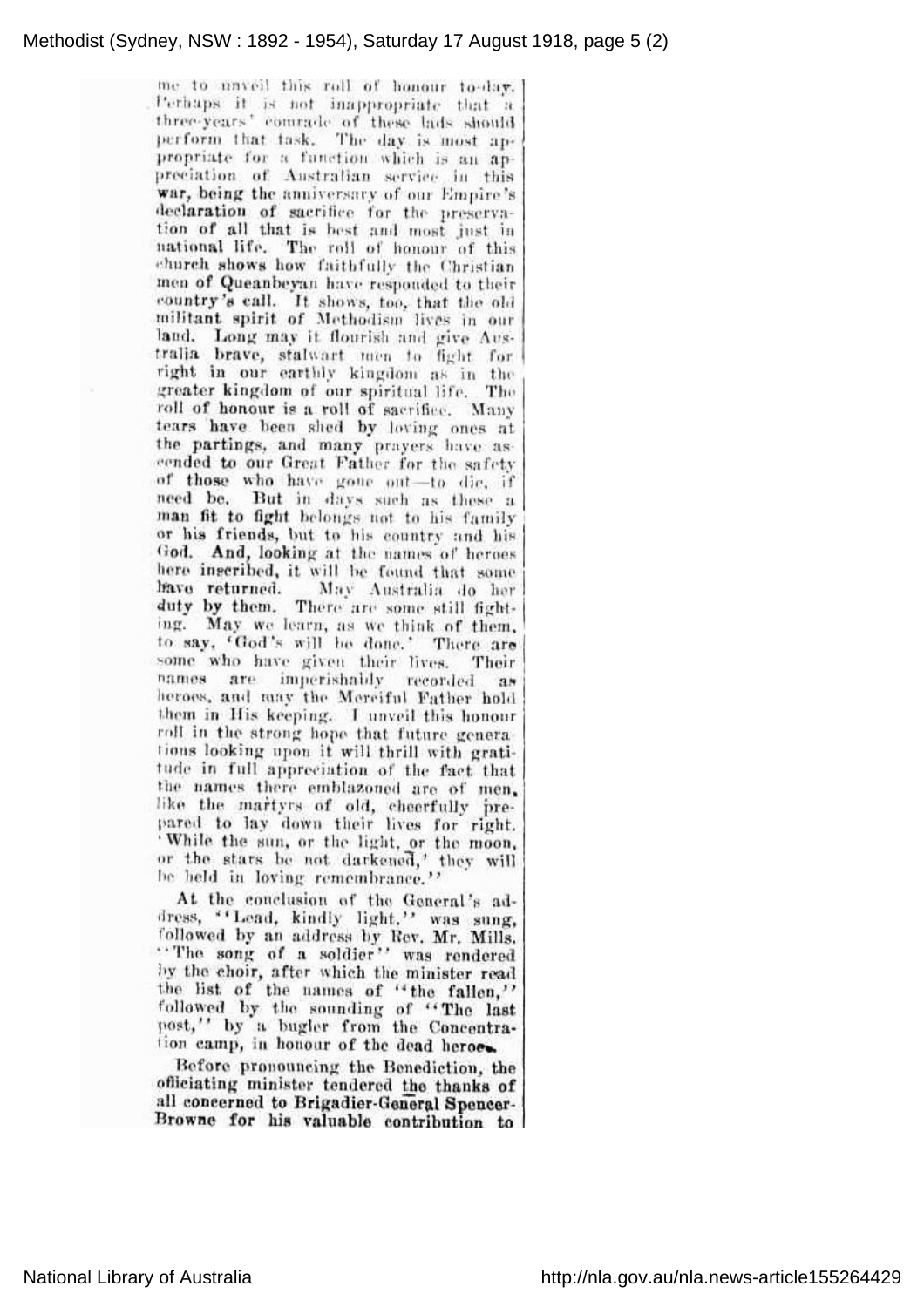me to unveil this roll of honour to-day. Perhaps it is not inappropriate that a three-years' comrade of these lads should perform that task. The day is most appropriate for a function which is an appreciation of Australian service in this war, being the anniversary of our Empire's declaration of sacrifice for the preservation of all that is best and most just in national life. The roll of honour of this church shows how faithfully the Christian men of Queanbeyan have responded to their country's call. It shows, too, that the old militant spirit of Methodism lives in our land. Long may it flourish and give Australia brave, stalwart men to fight for right in our earthly kingdom as in the greater kingdom of our spiritual life. The roll of honour is a roll of sacrifice. Many tears have been shed by loving ones at the partings, and many prayers have ascended to our Great Father for the safety of those who have gone out—to die, if need be. But in days such as these a man fit to fight belongs not to his family or his friends, but to his country and his God. And, looking at the names of heroes here inscribed, it will be found that some have returned. May Australia do her duty by them. There are some still fighting. May we learn, as we think of them, to say, 'God's will be done.' There are some who have given their lives. Their names are imperishably recorded as heroes, and may the Merciful Father hold them in His keeping. I unveil this honour roll in the strong hope that future generations looking upon it will thrill with gratitude in full appreciation of the fact that the names there emblazoned are of men, like the martyrs of old, cheerfully prepared to lay down their lives for right. 'While the sun, or the light, or the moon, or the stars be not darkened,' they will be held in loving remembrance."

At the conclusion of the General's address, "Lead, kindly light," was sung, followed by an address by Rev. Mr. Mills. "The song of a soldier" was rendered by the choir, after which the minister read the list of the names of "the fallen," followed by the sounding of "The last post," by a bugler from the Concentration camp, in honour of the dead heroes.

Before pronouncing the Benediction, the officiating minister tendered the thanks of all concerned to Brigadier-General Spencer-Browne for his valuable contribution to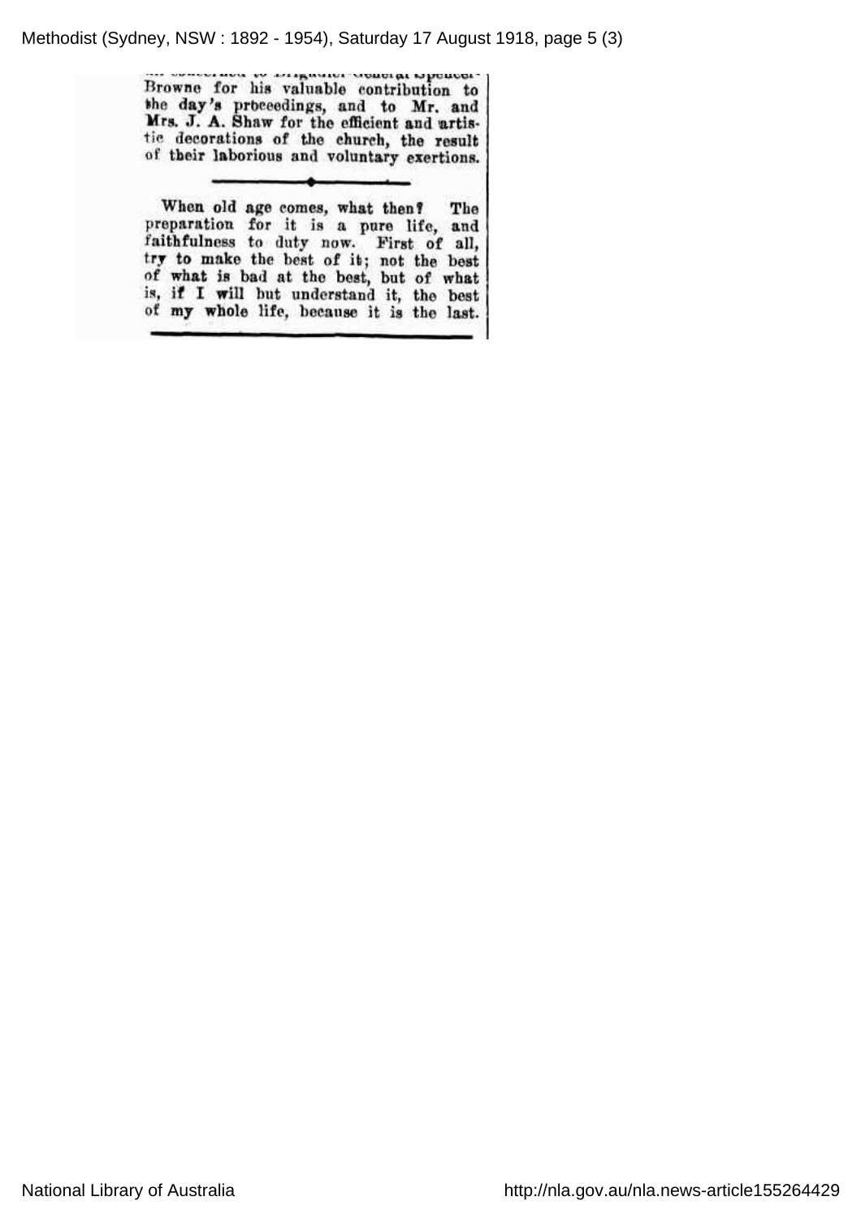... ... to Brigadier-General Spencer-Browne for his valuable contribution to the day's proceedings, and to Mr. and Mrs. J. A. Shaw for the efficient and artistic decorations of the church, the result of their laborious and voluntary exertions.

---

When old age comes, what then? The preparation for it is a pure life, and faithfulness to duty now. First of all, try to make the best of it; not the best of what is bad at the best, but of what is, if I will but understand it, the best of my whole life, because it is the last.

---